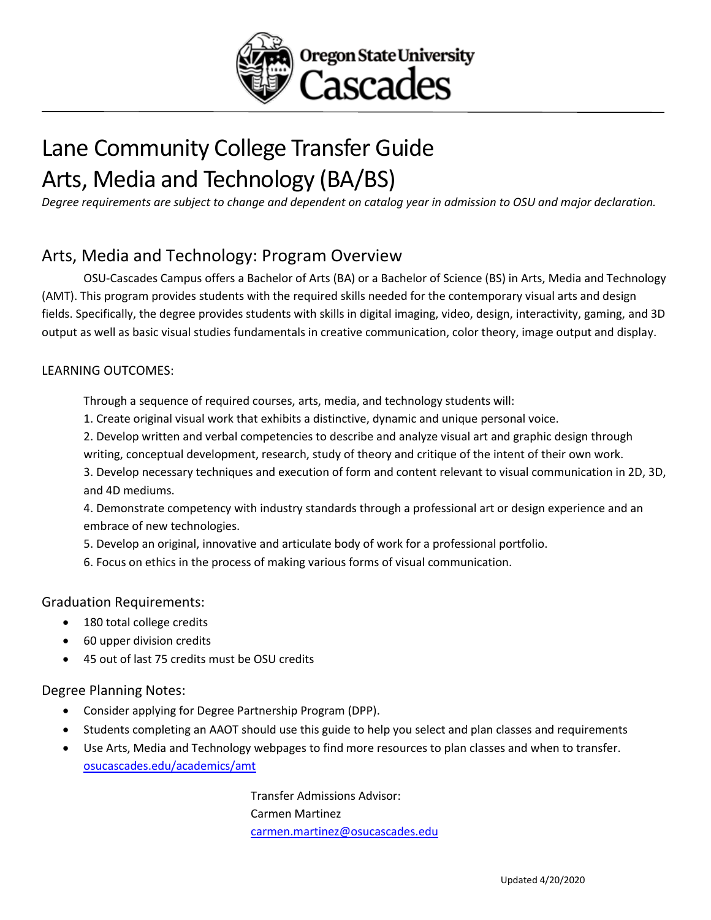# Lane Community College Transfer Guide
# Arts, Media and Technology (BA/BS)

*Degree requirements are subject to change and dependent on catalog year in admission to OSU and major declaration.*

## Arts, Media and Technology: Program Overview

OSU-Cascades Campus offers a Bachelor of Arts (BA) or a Bachelor of Science (BS) in Arts, Media and Technology (AMT). This program provides students with the required skills needed for the contemporary visual arts and design fields. Specifically, the degree provides students with skills in digital imaging, video, design, interactivity, gaming, and 3D output as well as basic visual studies fundamentals in creative communication, color theory, image output and display.

LEARNING OUTCOMES:

Through a sequence of required courses, arts, media, and technology students will:

1. Create original visual work that exhibits a distinctive, dynamic and unique personal voice.
2. Develop written and verbal competencies to describe and analyze visual art and graphic design through writing, conceptual development, research, study of theory and critique of the intent of their own work.
3. Develop necessary techniques and execution of form and content relevant to visual communication in 2D, 3D, and 4D mediums.
4. Demonstrate competency with industry standards through a professional art or design experience and an embrace of new technologies.
5. Develop an original, innovative and articulate body of work for a professional portfolio.
6. Focus on ethics in the process of making various forms of visual communication.

### Graduation Requirements:

- 180 total college credits
- 60 upper division credits
- 45 out of last 75 credits must be OSU credits

### Degree Planning Notes:

- Consider applying for Degree Partnership Program (DPP).
- Students completing an AAOT should use this guide to help you select and plan classes and requirements
- Use Arts, Media and Technology webpages to find more resources to plan classes and when to transfer. [osucascades.edu/academics/amt](osucascades.edu/academics/amt)

Transfer Admissions Advisor:
Carmen Martinez
[carmen.martinez@osucascades.edu](mailto:carmen.martinez@osucascades.edu)

Updated 4/20/2020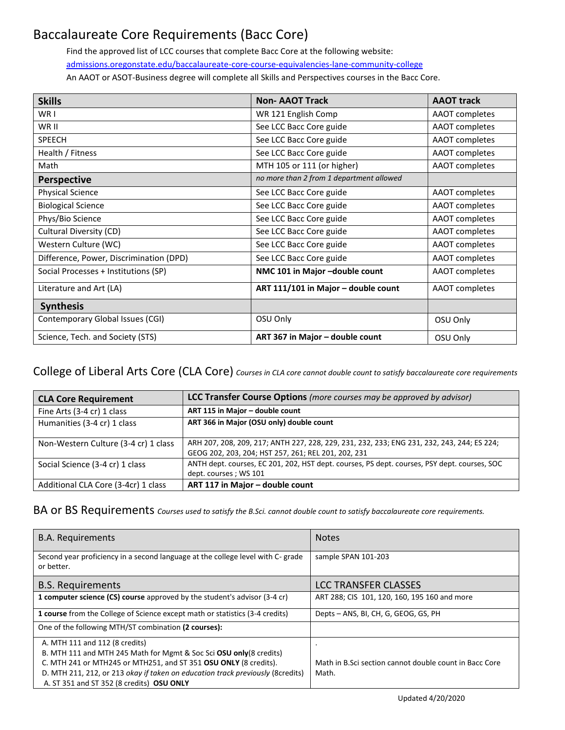# Baccalaureate Core Requirements (Bacc Core)

Find the approved list of LCC courses that complete Bacc Core at the following website:
[admissions.oregonstate.edu/baccalaureate-core-course-equivalencies-lane-community-college](admissions.oregonstate.edu/baccalaureate-core-course-equivalencies-lane-community-college)
An AAOT or ASOT-Business degree will complete all Skills and Perspectives courses in the Bacc Core.

| **Skills** | **Non- AAOT Track** | **AAOT track** |
|---|---|---|
| WR I | WR 121 English Comp | AAOT completes |
| WR II | See LCC Bacc Core guide | AAOT completes |
| SPEECH | See LCC Bacc Core guide | AAOT completes |
| Health / Fitness | See LCC Bacc Core guide | AAOT completes |
| Math | MTH 105 or 111 (or higher) | AAOT completes |
| **Perspective** | *no more than 2 from 1 department allowed* | |
| Physical Science | See LCC Bacc Core guide | AAOT completes |
| Biological Science | See LCC Bacc Core guide | AAOT completes |
| Phys/Bio Science | See LCC Bacc Core guide | AAOT completes |
| Cultural Diversity (CD) | See LCC Bacc Core guide | AAOT completes |
| Western Culture (WC) | See LCC Bacc Core guide | AAOT completes |
| Difference, Power, Discrimination (DPD) | See LCC Bacc Core guide | AAOT completes |
| Social Processes + Institutions (SP) | **NMC 101 in Major –double count** | AAOT completes |
| Literature and Art (LA) | **ART 111/101 in Major – double count** | AAOT completes |
| **Synthesis** | | |
| Contemporary Global Issues (CGI) | OSU Only | OSU Only |
| Science, Tech. and Society (STS) | **ART 367 in Major – double count** | OSU Only |

## College of Liberal Arts Core (CLA Core) *Courses in CLA core cannot double count to satisfy baccalaureate core requirements*

| **CLA Core Requirement** | **LCC Transfer Course Options** *(more courses may be approved by advisor)* |
|---|---|
| Fine Arts (3-4 cr) 1 class | **ART 115 in Major – double count** |
| Humanities (3-4 cr) 1 class | **ART 366 in Major (OSU only) double count** |
| Non-Western Culture (3-4 cr) 1 class | ARH 207, 208, 209, 217; ANTH 227, 228, 229, 231, 232, 233; ENG 231, 232, 243, 244; ES 224; GEOG 202, 203, 204; HST 257, 261; REL 201, 202, 231 |
| Social Science (3-4 cr) 1 class | ANTH dept. courses, EC 201, 202, HST dept. courses, PS dept. courses, PSY dept. courses, SOC dept. courses ; WS 101 |
| Additional CLA Core (3-4cr) 1 class | **ART 117 in Major – double count** |

## BA or BS Requirements *Courses used to satisfy the B.Sci. cannot double count to satisfy baccalaureate core requirements.*

| B.A. Requirements | Notes |
|---|---|
| Second year proficiency in a second language at the college level with C- grade or better. | sample SPAN 101-203 |
| B.S. Requirements | LCC TRANSFER CLASSES |
| **1 computer science (CS) course** approved by the student's advisor (3-4 cr) | ART 288; CIS 101, 120, 160, 195 160 and more |
| **1 course** from the College of Science except math or statistics (3-4 credits) | Depts – ANS, BI, CH, G, GEOG, GS, PH |
| One of the following MTH/ST combination **(2 courses):** | |
| A. MTH 111 and 112 (8 credits)<br>B. MTH 111 and MTH 245 Math for Mgmt & Soc Sci **OSU only**(8 credits)<br>C. MTH 241 or MTH245 or MTH251, and ST 351 **OSU ONLY** (8 credits).<br>D. MTH 211, 212, or 213 *okay if taken on education track previously* (8credits)<br>A. ST 351 and ST 352 (8 credits) **OSU ONLY** | .<br><br>Math in B.Sci section cannot double count in Bacc Core Math. |

Updated 4/20/2020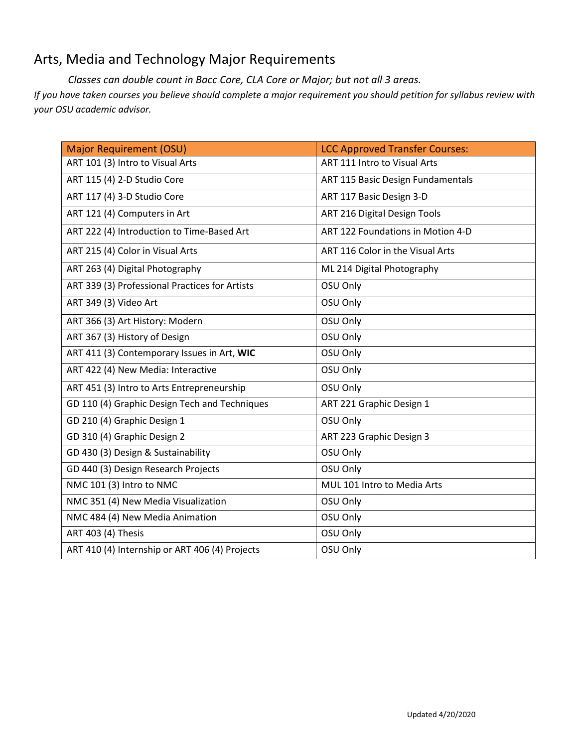# Arts, Media and Technology Major Requirements

*Classes can double count in Bacc Core, CLA Core or Major; but not all 3 areas.*

*If you have taken courses you believe should complete a major requirement you should petition for syllabus review with your OSU academic advisor.*

| Major Requirement (OSU) | LCC Approved Transfer Courses: |
|---|---|
| ART 101 (3) Intro to Visual Arts | ART 111 Intro to Visual Arts |
| ART 115 (4) 2-D Studio Core | ART 115 Basic Design Fundamentals |
| ART 117 (4) 3-D Studio Core | ART 117 Basic Design 3-D |
| ART 121 (4) Computers in Art | ART 216 Digital Design Tools |
| ART 222 (4) Introduction to Time-Based Art | ART 122 Foundations in Motion 4-D |
| ART 215 (4) Color in Visual Arts | ART 116 Color in the Visual Arts |
| ART 263 (4) Digital Photography | ML 214 Digital Photography |
| ART 339 (3) Professional Practices for Artists | OSU Only |
| ART 349 (3) Video Art | OSU Only |
| ART 366 (3) Art History: Modern | OSU Only |
| ART 367 (3) History of Design | OSU Only |
| ART 411 (3) Contemporary Issues in Art, **WIC** | OSU Only |
| ART 422 (4) New Media: Interactive | OSU Only |
| ART 451 (3) Intro to Arts Entrepreneurship | OSU Only |
| GD 110 (4) Graphic Design Tech and Techniques | ART 221 Graphic Design 1 |
| GD 210 (4) Graphic Design 1 | OSU Only |
| GD 310 (4) Graphic Design 2 | ART 223 Graphic Design 3 |
| GD 430 (3) Design & Sustainability | OSU Only |
| GD 440 (3) Design Research Projects | OSU Only |
| NMC 101 (3) Intro to NMC | MUL 101 Intro to Media Arts |
| NMC 351 (4) New Media Visualization | OSU Only |
| NMC 484 (4) New Media Animation | OSU Only |
| ART 403 (4) Thesis | OSU Only |
| ART 410 (4) Internship or ART 406 (4) Projects | OSU Only |

Updated 4/20/2020